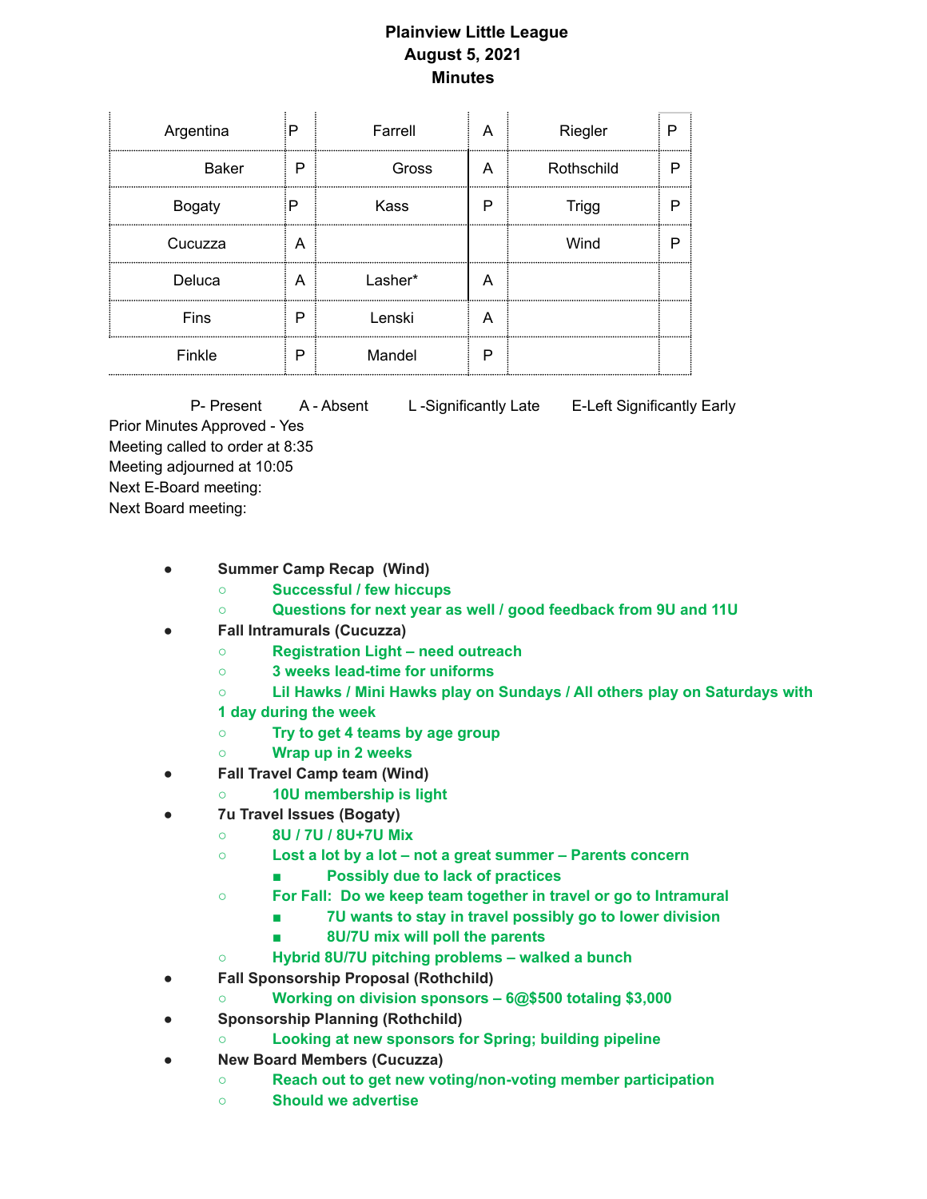# Plainview Little League
## August 5, 2021
## Minutes

| | | | | | |
|---|---|---|---|---|---|
| Argentina | P | Farrell | A | Riegler | P |
| Baker | P | Gross | A | Rothschild | P |
| Bogaty | P | Kass | P | Trigg | P |
| Cucuzza | A | | | Wind | P |
| Deluca | A | Lasher* | A | | |
| Fins | P | Lenski | A | | |
| Finkle | P | Mandel | P | | |

P- Present    A - Absent    L -Significantly Late    E-Left Significantly Early

Prior Minutes Approved - Yes
Meeting called to order at 8:35
Meeting adjourned at 10:05
Next E-Board meeting:
Next Board meeting:

- **Summer Camp Recap (Wind)**
  - **Successful / few hiccups**
  - **Questions for next year as well / good feedback from 9U and 11U**
- **Fall Intramurals (Cucuzza)**
  - **Registration Light – need outreach**
  - **3 weeks lead-time for uniforms**
  - **Lil Hawks / Mini Hawks play on Sundays / All others play on Saturdays with 1 day during the week**
  - **Try to get 4 teams by age group**
  - **Wrap up in 2 weeks**
- **Fall Travel Camp team (Wind)**
  - **10U membership is light**
- **7u Travel Issues (Bogaty)**
  - **8U / 7U / 8U+7U Mix**
  - **Lost a lot by a lot – not a great summer – Parents concern**
    - **Possibly due to lack of practices**
  - **For Fall: Do we keep team together in travel or go to Intramural**
    - **7U wants to stay in travel possibly go to lower division**
    - **8U/7U mix will poll the parents**
  - **Hybrid 8U/7U pitching problems – walked a bunch**
- **Fall Sponsorship Proposal (Rothchild)**
  - **Working on division sponsors – 6@$500 totaling $3,000**
- **Sponsorship Planning (Rothchild)**
  - **Looking at new sponsors for Spring; building pipeline**
- **New Board Members (Cucuzza)**
  - **Reach out to get new voting/non-voting member participation**
  - **Should we advertise**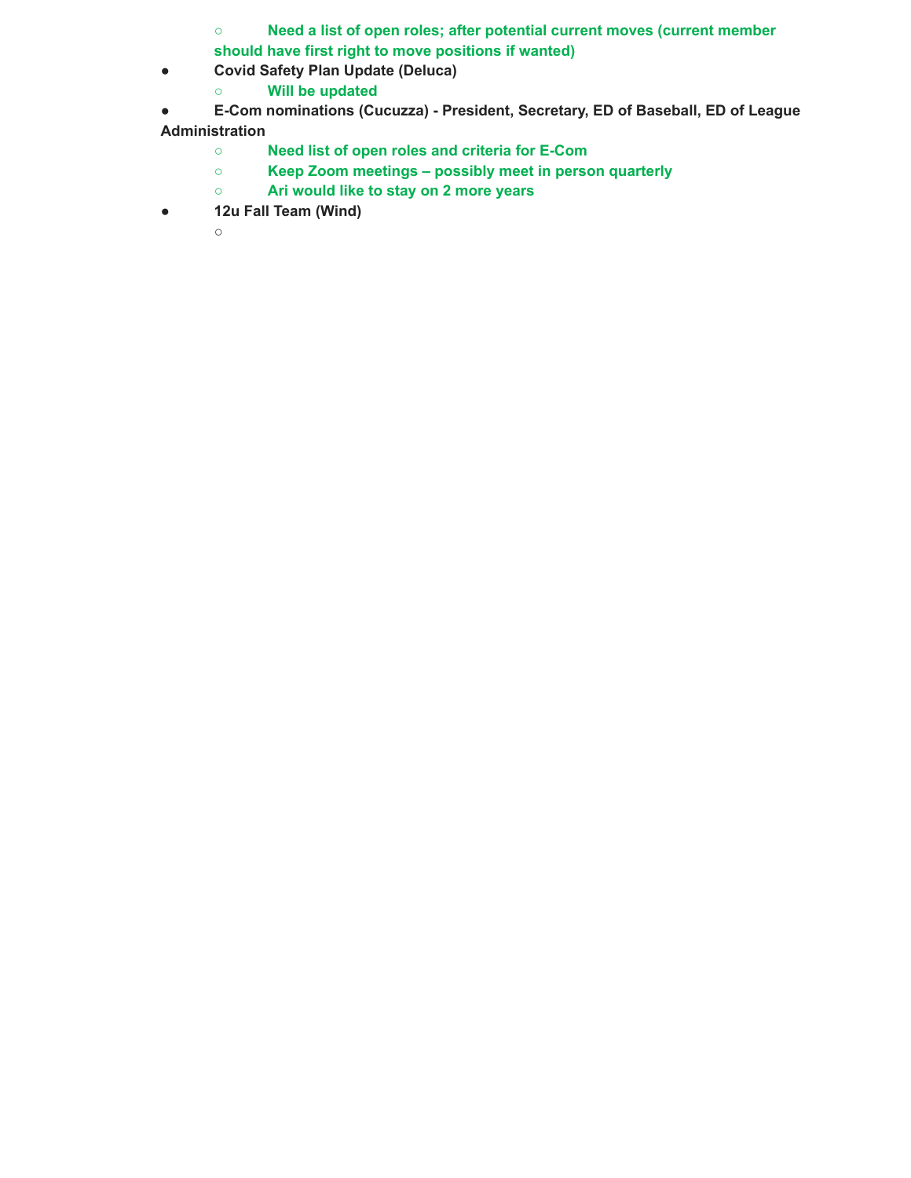- **Need a list of open roles; after potential current moves (current member should have first right to move positions if wanted)**
- **Covid Safety Plan Update (Deluca)**
    - **Will be updated**
- **E-Com nominations (Cucuzza) - President, Secretary, ED of Baseball, ED of League Administration**
    - **Need list of open roles and criteria for E-Com**
    - **Keep Zoom meetings – possibly meet in person quarterly**
    - **Ari would like to stay on 2 more years**
- **12u Fall Team (Wind)**
    -